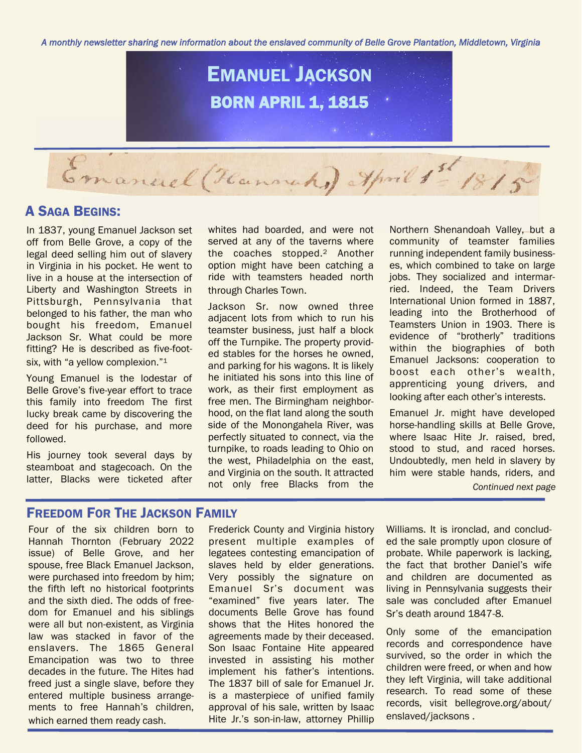*A monthly newsletter sharing new information about the enslaved community of Belle Grove Plantation, Middletown, Virginia*

# Emanuel Jackson

## born April 1, 1815

Emanuel (Hannah) April 1st 1815

## A Saga Begins:

In 1837, young Emanuel Jackson set off from Belle Grove, a copy of the legal deed selling him out of slavery in Virginia in his pocket. He went to live in a house at the intersection of Liberty and Washington Streets in Pittsburgh, Pennsylvania that belonged to his father, the man who bought his freedom, Emanuel Jackson Sr. What could be more fitting? He is described as five-foot-six, with "a yellow complexion."[1]

Young Emanuel is the lodestar of Belle Grove's five-year effort to trace this family into freedom The first lucky break came by discovering the deed for his purchase, and more followed.

His journey took several days by steamboat and stagecoach. On the latter, Blacks were ticketed after whites had boarded, and were not served at any of the taverns where the coaches stopped.[2] Another option might have been catching a ride with teamsters headed north through Charles Town.

Jackson Sr. now owned three adjacent lots from which to run his teamster business, just half a block off the Turnpike. The property provided stables for the horses he owned, and parking for his wagons. It is likely he initiated his sons into this line of work, as their first employment as free men. The Birmingham neighborhood, on the flat land along the south side of the Monongahela River, was perfectly situated to connect, via the turnpike, to roads leading to Ohio on the west, Philadelphia on the east, and Virginia on the south. It attracted not only free Blacks from the Northern Shenandoah Valley, but a community of teamster families running independent family businesses, which combined to take on large jobs. They socialized and intermarried. Indeed, the Team Drivers International Union formed in 1887, leading into the Brotherhood of Teamsters Union in 1903. There is evidence of "brotherly" traditions within the biographies of both Emanuel Jacksons: cooperation to boost each other's wealth, apprenticing young drivers, and looking after each other's interests.

Emanuel Jr. might have developed horse-handling skills at Belle Grove, where Isaac Hite Jr. raised, bred, stood to stud, and raced horses. Undoubtedly, men held in slavery by him were stable hands, riders, and

*Continued next page*

## Freedom For The Jackson Family

Four of the six children born to Hannah Thornton (February 2022 issue) of Belle Grove, and her spouse, free Black Emanuel Jackson, were purchased into freedom by him; the fifth left no historical footprints and the sixth died. The odds of freedom for Emanuel and his siblings were all but non-existent, as Virginia law was stacked in favor of the enslavers. The 1865 General Emancipation was two to three decades in the future. The Hites had freed just a single slave, before they entered multiple business arrangements to free Hannah's children, which earned them ready cash.

Frederick County and Virginia history present multiple examples of legatees contesting emancipation of slaves held by elder generations. Very possibly the signature on Emanuel Sr's document was "examined" five years later. The documents Belle Grove has found shows that the Hites honored the agreements made by their deceased. Son Isaac Fontaine Hite appeared invested in assisting his mother implement his father's intentions. The 1837 bill of sale for Emanuel Jr. is a masterpiece of unified family approval of his sale, written by Isaac Hite Jr.'s son-in-law, attorney Phillip Williams. It is ironclad, and concluded the sale promptly upon closure of probate. While paperwork is lacking, the fact that brother Daniel's wife and children are documented as living in Pennsylvania suggests their sale was concluded after Emanuel Sr's death around 1847-8.

Only some of the emancipation records and correspondence have survived, so the order in which the children were freed, or when and how they left Virginia, will take additional research. To read some of these records, visit bellegrove.org/about/enslaved/jacksons .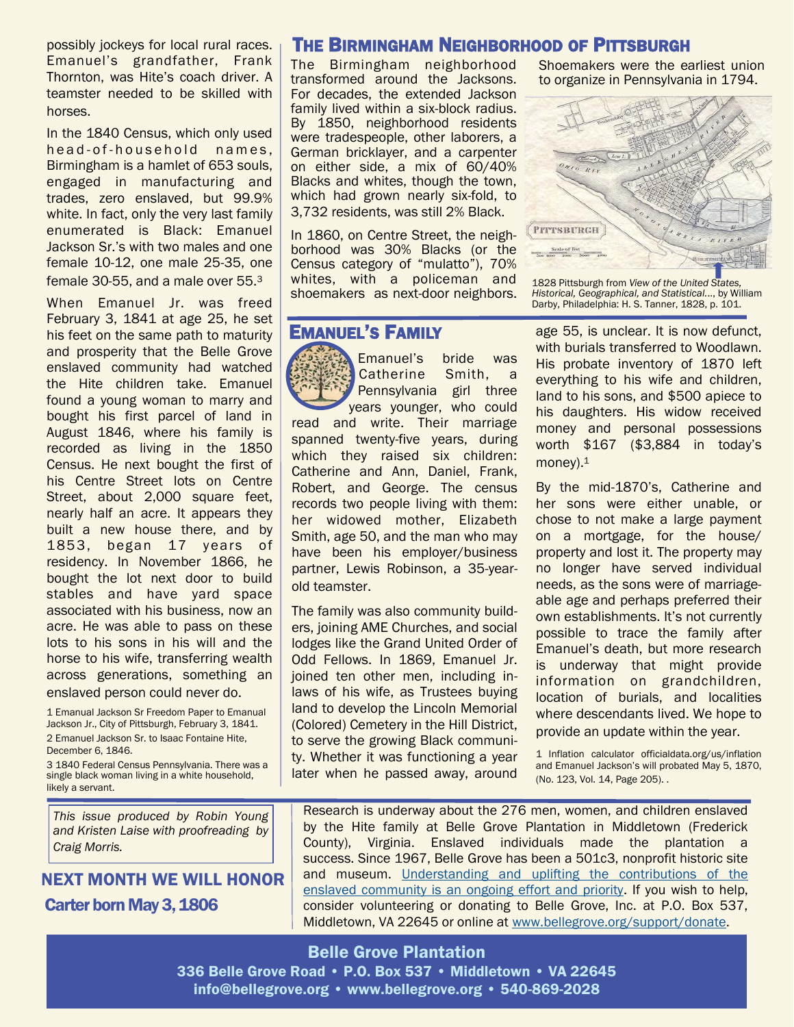possibly jockeys for local rural races. Emanuel's grandfather, Frank Thornton, was Hite's coach driver. A teamster needed to be skilled with horses.

In the 1840 Census, which only used head-of-household names, Birmingham is a hamlet of 653 souls, engaged in manufacturing and trades, zero enslaved, but 99.9% white. In fact, only the very last family enumerated is Black: Emanuel Jackson Sr.'s with two males and one female 10-12, one male 25-35, one female 30-55, and a male over 55.[3]

When Emanuel Jr. was freed February 3, 1841 at age 25, he set his feet on the same path to maturity and prosperity that the Belle Grove enslaved community had watched the Hite children take. Emanuel found a young woman to marry and bought his first parcel of land in August 1846, where his family is recorded as living in the 1850 Census. He next bought the first of his Centre Street lots on Centre Street, about 2,000 square feet, nearly half an acre. It appears they built a new house there, and by 1853, began 17 years of residency. In November 1866, he bought the lot next door to build stables and have yard space associated with his business, now an acre. He was able to pass on these lots to his sons in his will and the horse to his wife, transferring wealth across generations, something an enslaved person could never do.

1 Emanual Jackson Sr Freedom Paper to Emanual Jackson Jr., City of Pittsburgh, February 3, 1841.
2 Emanuel Jackson Sr. to Isaac Fontaine Hite, December 6, 1846.
3 1840 Federal Census Pennsylvania. There was a single black woman living in a white household, likely a servant.

## The Birmingham Neighborhood of Pittsburgh

The Birmingham neighborhood transformed around the Jacksons. For decades, the extended Jackson family lived within a six-block radius. By 1850, neighborhood residents were tradespeople, other laborers, a German bricklayer, and a carpenter on either side, a mix of 60/40% Blacks and whites, though the town, which had grown nearly six-fold, to 3,732 residents, was still 2% Black.

In 1860, on Centre Street, the neighborhood was 30% Blacks (or the Census category of "mulatto"), 70% whites, with a policeman and shoemakers as next-door neighbors. Shoemakers were the earliest union to organize in Pennsylvania in 1794.

1828 Pittsburgh from *View of the United States, Historical, Geographical, and Statistical...*, by William Darby, Philadelphia: H. S. Tanner, 1828, p. 101.

## Emanuel's Family

Emanuel's bride was Catherine Smith, a Pennsylvania girl three years younger, who could read and write. Their marriage spanned twenty-five years, during which they raised six children: Catherine and Ann, Daniel, Frank, Robert, and George. The census records two people living with them: her widowed mother, Elizabeth Smith, age 50, and the man who may have been his employer/business partner, Lewis Robinson, a 35-year-old teamster.

The family was also community builders, joining AME Churches, and social lodges like the Grand United Order of Odd Fellows. In 1869, Emanuel Jr. joined ten other men, including in-laws of his wife, as Trustees buying land to develop the Lincoln Memorial (Colored) Cemetery in the Hill District, to serve the growing Black community. Whether it was functioning a year later when he passed away, around age 55, is unclear. It is now defunct, with burials transferred to Woodlawn. His probate inventory of 1870 left everything to his wife and children, land to his sons, and $500 apiece to his daughters. His widow received money and personal possessions worth $167 ($3,884 in today's money).[1]

By the mid-1870's, Catherine and her sons were either unable, or chose to not make a large payment on a mortgage, for the house/property and lost it. The property may no longer have served individual needs, as the sons were of marriageable age and perhaps preferred their own establishments. It's not currently possible to trace the family after Emanuel's death, but more research is underway that might provide information on grandchildren, location of burials, and localities where descendants lived. We hope to provide an update within the year.

1 Inflation calculator officialdata.org/us/inflation and Emanuel Jackson's will probated May 5, 1870, (No. 123, Vol. 14, Page 205). .

*This issue produced by Robin Young and Kristen Laise with proofreading by Craig Morris.*

**NEXT MONTH WE WILL HONOR Carter born May 3, 1806**

Research is underway about the 276 men, women, and children enslaved by the Hite family at Belle Grove Plantation in Middletown (Frederick County), Virginia. Enslaved individuals made the plantation a success. Since 1967, Belle Grove has been a 501c3, nonprofit historic site and museum. Understanding and uplifting the contributions of the enslaved community is an ongoing effort and priority. If you wish to help, consider volunteering or donating to Belle Grove, Inc. at P.O. Box 537, Middletown, VA 22645 or online at www.bellegrove.org/support/donate.

**Belle Grove Plantation**
**336 Belle Grove Road • P.O. Box 537 • Middletown • VA 22645**
**info@bellegrove.org • www.bellegrove.org • 540-869-2028**